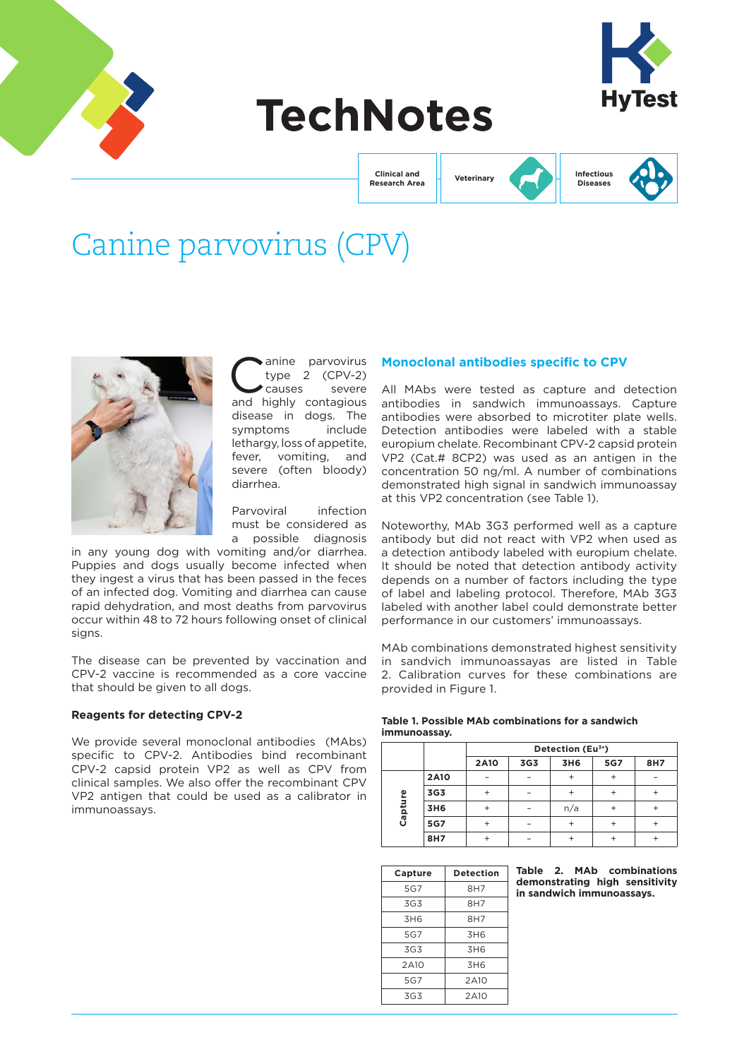# TechNotes

Clinical and Research Area | Veterinary | Infectious Diseases

# Canine parvovirus (CPV)

Canine parvovirus type 2 (CPV-2) causes severe and highly contagious disease in dogs. The symptoms include lethargy, loss of appetite, fever, vomiting, and severe (often bloody) diarrhea.

Parvoviral infection must be considered as a possible diagnosis in any young dog with vomiting and/or diarrhea. Puppies and dogs usually become infected when they ingest a virus that has been passed in the feces of an infected dog. Vomiting and diarrhea can cause rapid dehydration, and most deaths from parvovirus occur within 48 to 72 hours following onset of clinical signs.

The disease can be prevented by vaccination and CPV-2 vaccine is recommended as a core vaccine that should be given to all dogs.

### Reagents for detecting CPV-2

We provide several monoclonal antibodies (MAbs) specific to CPV-2. Antibodies bind recombinant CPV-2 capsid protein VP2 as well as CPV from clinical samples. We also offer the recombinant CPV VP2 antigen that could be used as a calibrator in immunoassays.

## Monoclonal antibodies specific to CPV

All MAbs were tested as capture and detection antibodies in sandwich immunoassays. Capture antibodies were absorbed to microtiter plate wells. Detection antibodies were labeled with a stable europium chelate. Recombinant CPV-2 capsid protein VP2 (Cat.# 8CP2) was used as an antigen in the concentration 50 ng/ml. A number of combinations demonstrated high signal in sandwich immunoassay at this VP2 concentration (see Table 1).

Noteworthy, MAb 3G3 performed well as a capture antibody but did not react with VP2 when used as a detection antibody labeled with europium chelate. It should be noted that detection antibody activity depends on a number of factors including the type of label and labeling protocol. Therefore, MAb 3G3 labeled with another label could demonstrate better performance in our customers' immunoassays.

MAb combinations demonstrated highest sensitivity in sandvich immunoassayas are listed in Table 2. Calibration curves for these combinations are provided in Figure 1.

**Table 1. Possible MAb combinations for a sandwich immunoassay.**

| | | Detection ($Eu^{3+}$) | | | | |
|---|---|---|---|---|---|---|
| | | **2A10** | **3G3** | **3H6** | **5G7** | **8H7** |
| **Capture** | **2A10** | – | – | + | + | – |
| | **3G3** | + | – | + | + | + |
| | **3H6** | + | – | n/a | + | + |
| | **5G7** | + | – | + | + | + |
| | **8H7** | + | – | + | + | + |

| Capture | Detection |
|---|---|
| 5G7 | 8H7 |
| 3G3 | 8H7 |
| 3H6 | 8H7 |
| 5G7 | 3H6 |
| 3G3 | 3H6 |
| 2A10 | 3H6 |
| 5G7 | 2A10 |
| 3G3 | 2A10 |

**Table 2. MAb combinations demonstrating high sensitivity in sandwich immunoassays.**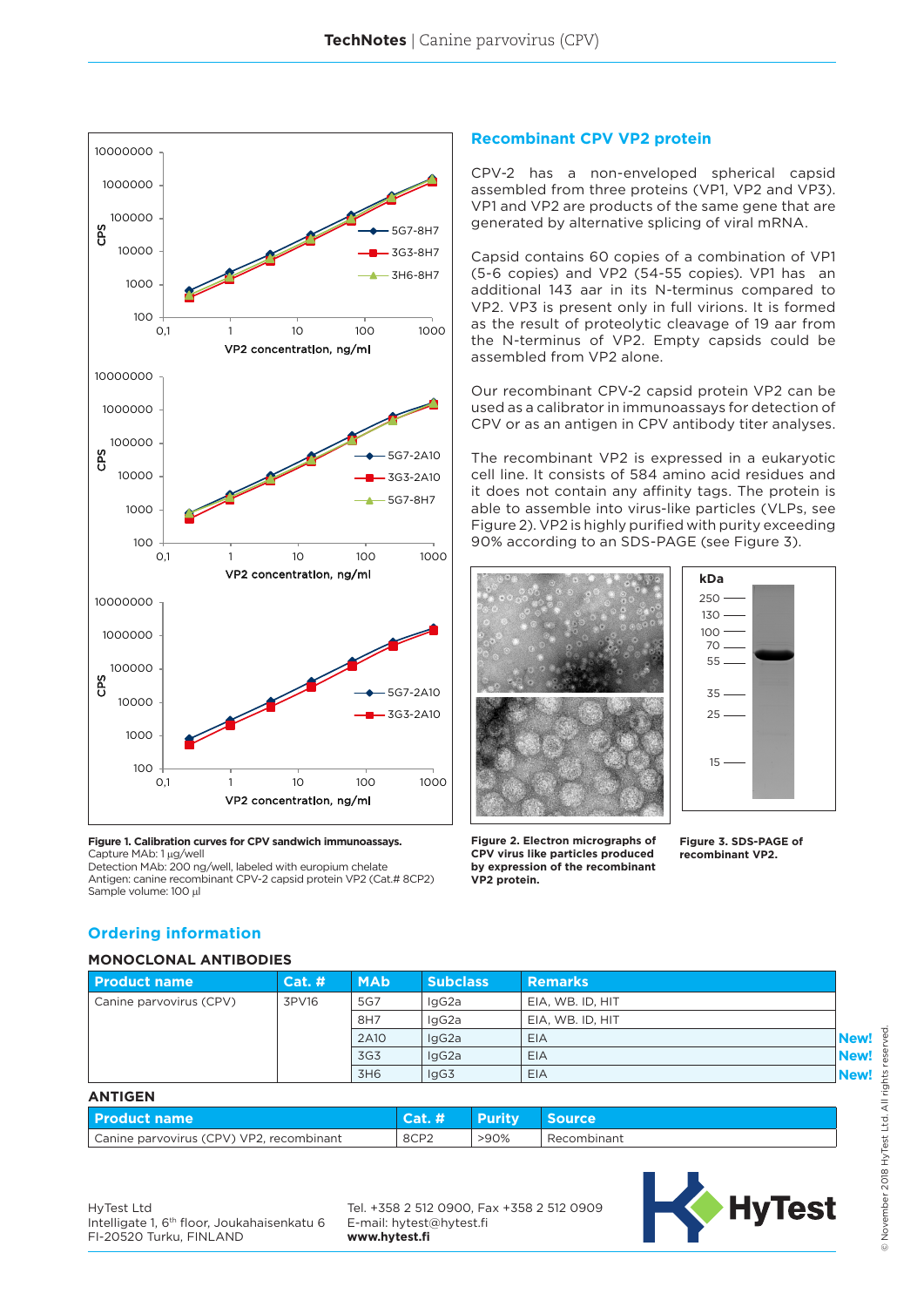10000000
1000000
100000
CPS
10000
1000
100
0,1
1
10
100
1000
VP2 concentration, ng/ml
5G7-8H7
3G3-8H7
3H6-8H7

10000000
1000000
100000
CPS
10000
1000
100
0,1
1
10
100
1000
VP2 concentration, ng/ml
5G7-2A10
3G3-2A10
5G7-8H7

10000000
1000000
100000
CPS
10000
1000
100
0,1
1
10
100
1000
VP2 concentration, ng/ml
5G7-2A10
3G3-2A10

**Figure 1. Calibration curves for CPV sandwich immunoassays.**
Capture MAb: 1 µg/well
Detection MAb: 200 ng/well, labeled with europium chelate
Antigen: canine recombinant CPV-2 capsid protein VP2 (Cat.# 8CP2)
Sample volume: 100 µl

## Recombinant CPV VP2 protein

CPV-2 has a non-enveloped spherical capsid assembled from three proteins (VP1, VP2 and VP3). VP1 and VP2 are products of the same gene that are generated by alternative splicing of viral mRNA.

Capsid contains 60 copies of a combination of VP1 (5-6 copies) and VP2 (54-55 copies). VP1 has an additional 143 aar in its N-terminus compared to VP2. VP3 is present only in full virions. It is formed as the result of proteolytic cleavage of 19 aar from the N-terminus of VP2. Empty capsids could be assembled from VP2 alone.

Our recombinant CPV-2 capsid protein VP2 can be used as a calibrator in immunoassays for detection of CPV or as an antigen in CPV antibody titer analyses.

The recombinant VP2 is expressed in a eukaryotic cell line. It consists of 584 amino acid residues and it does not contain any affinity tags. The protein is able to assemble into virus-like particles (VLPs, see Figure 2). VP2 is highly purified with purity exceeding 90% according to an SDS-PAGE (see Figure 3).

**Figure 2. Electron micrographs of CPV virus like particles produced by expression of the recombinant VP2 protein.**

kDa
250
130
100
70
55
35
25
15

**Figure 3. SDS-PAGE of recombinant VP2.**

## Ordering information

### MONOCLONAL ANTIBODIES

| Product name | Cat. # | MAb | Subclass | Remarks | |
|---|---|---|---|---|---|
| Canine parvovirus (CPV) | 3PV16 | 5G7 | IgG2a | EIA, WB. ID, HIT | |
| | | 8H7 | IgG2a | EIA, WB. ID, HIT | |
| | | 2A10 | IgG2a | EIA | New! |
| | | 3G3 | IgG2a | EIA | New! |
| | | 3H6 | IgG3 | EIA | New! |

### ANTIGEN

| Product name | Cat. # | Purity | Source |
|---|---|---|---|
| Canine parvovirus (CPV) VP2, recombinant | 8CP2 | >90% | Recombinant |

HyTest Ltd
Intelligate 1, 6th floor, Joukahaisenkatu 6
FI-20520 Turku, FINLAND

Tel. +358 2 512 0900, Fax +358 2 512 0909
E-mail: hytest@hytest.fi
**www.hytest.fi**

© November 2018 HyTest Ltd. All rights reserved.